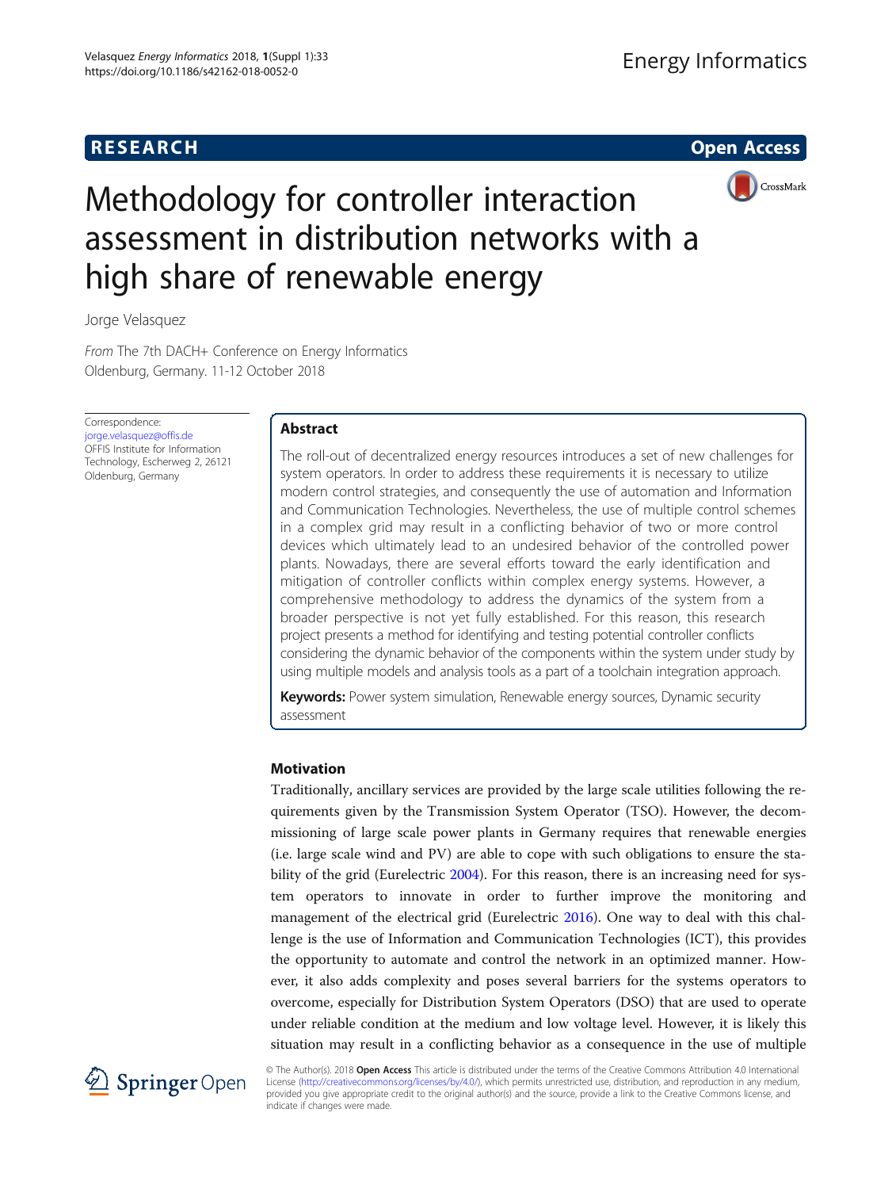RESEARCH Open Access

# Methodology for controller interaction assessment in distribution networks with a high share of renewable energy

Jorge Velasquez

*From* The 7th DACH+ Conference on Energy Informatics
Oldenburg, Germany. 11-12 October 2018

Correspondence:
jorge.velasquez@offis.de
OFFIS Institute for Information Technology, Escherweg 2, 26121 Oldenburg, Germany

## Abstract

The roll-out of decentralized energy resources introduces a set of new challenges for system operators. In order to address these requirements it is necessary to utilize modern control strategies, and consequently the use of automation and Information and Communication Technologies. Nevertheless, the use of multiple control schemes in a complex grid may result in a conflicting behavior of two or more control devices which ultimately lead to an undesired behavior of the controlled power plants. Nowadays, there are several efforts toward the early identification and mitigation of controller conflicts within complex energy systems. However, a comprehensive methodology to address the dynamics of the system from a broader perspective is not yet fully established. For this reason, this research project presents a method for identifying and testing potential controller conflicts considering the dynamic behavior of the components within the system under study by using multiple models and analysis tools as a part of a toolchain integration approach.

**Keywords:** Power system simulation, Renewable energy sources, Dynamic security assessment

## Motivation

Traditionally, ancillary services are provided by the large scale utilities following the requirements given by the Transmission System Operator (TSO). However, the decommissioning of large scale power plants in Germany requires that renewable energies (i.e. large scale wind and PV) are able to cope with such obligations to ensure the stability of the grid (Eurelectric 2004). For this reason, there is an increasing need for system operators to innovate in order to further improve the monitoring and management of the electrical grid (Eurelectric 2016). One way to deal with this challenge is the use of Information and Communication Technologies (ICT), this provides the opportunity to automate and control the network in an optimized manner. However, it also adds complexity and poses several barriers for the systems operators to overcome, especially for Distribution System Operators (DSO) that are used to operate under reliable condition at the medium and low voltage level. However, it is likely this situation may result in a conflicting behavior as a consequence in the use of multiple

© The Author(s). 2018 **Open Access** This article is distributed under the terms of the Creative Commons Attribution 4.0 International License (http://creativecommons.org/licenses/by/4.0/), which permits unrestricted use, distribution, and reproduction in any medium, provided you give appropriate credit to the original author(s) and the source, provide a link to the Creative Commons license, and indicate if changes were made.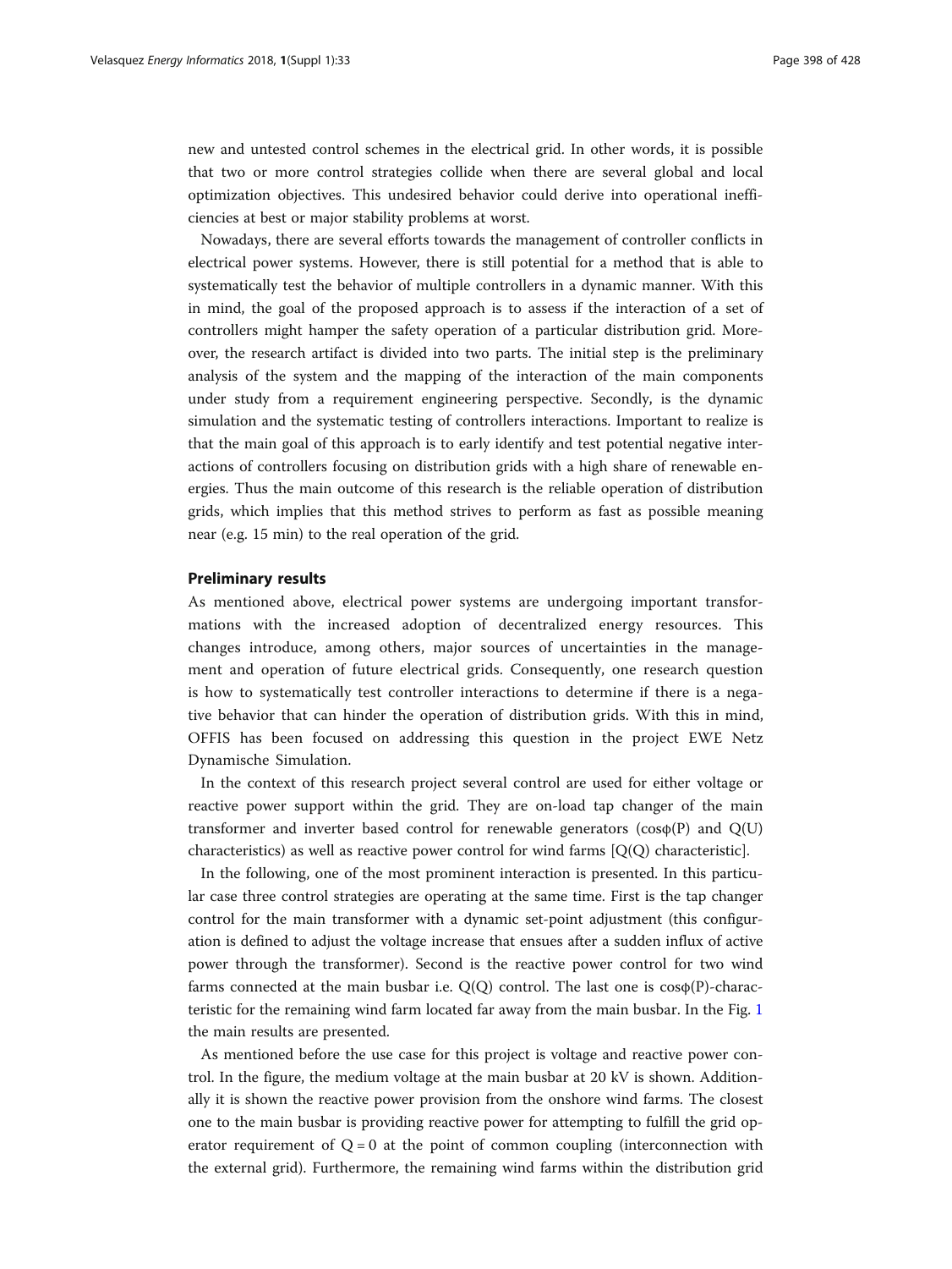new and untested control schemes in the electrical grid. In other words, it is possible that two or more control strategies collide when there are several global and local optimization objectives. This undesired behavior could derive into operational inefficiencies at best or major stability problems at worst.

Nowadays, there are several efforts towards the management of controller conflicts in electrical power systems. However, there is still potential for a method that is able to systematically test the behavior of multiple controllers in a dynamic manner. With this in mind, the goal of the proposed approach is to assess if the interaction of a set of controllers might hamper the safety operation of a particular distribution grid. Moreover, the research artifact is divided into two parts. The initial step is the preliminary analysis of the system and the mapping of the interaction of the main components under study from a requirement engineering perspective. Secondly, is the dynamic simulation and the systematic testing of controllers interactions. Important to realize is that the main goal of this approach is to early identify and test potential negative interactions of controllers focusing on distribution grids with a high share of renewable energies. Thus the main outcome of this research is the reliable operation of distribution grids, which implies that this method strives to perform as fast as possible meaning near (e.g. 15 min) to the real operation of the grid.

## Preliminary results

As mentioned above, electrical power systems are undergoing important transformations with the increased adoption of decentralized energy resources. This changes introduce, among others, major sources of uncertainties in the management and operation of future electrical grids. Consequently, one research question is how to systematically test controller interactions to determine if there is a negative behavior that can hinder the operation of distribution grids. With this in mind, OFFIS has been focused on addressing this question in the project EWE Netz Dynamische Simulation.

In the context of this research project several control are used for either voltage or reactive power support within the grid. They are on-load tap changer of the main transformer and inverter based control for renewable generators ($\cos\phi(P)$ and $Q(U)$ characteristics) as well as reactive power control for wind farms [$Q(Q)$ characteristic].

In the following, one of the most prominent interaction is presented. In this particular case three control strategies are operating at the same time. First is the tap changer control for the main transformer with a dynamic set-point adjustment (this configuration is defined to adjust the voltage increase that ensues after a sudden influx of active power through the transformer). Second is the reactive power control for two wind farms connected at the main busbar i.e. $Q(Q)$ control. The last one is $\cos\phi(P)$-characteristic for the remaining wind farm located far away from the main busbar. In the Fig. 1 the main results are presented.

As mentioned before the use case for this project is voltage and reactive power control. In the figure, the medium voltage at the main busbar at 20 kV is shown. Additionally it is shown the reactive power provision from the onshore wind farms. The closest one to the main busbar is providing reactive power for attempting to fulfill the grid operator requirement of $Q = 0$ at the point of common coupling (interconnection with the external grid). Furthermore, the remaining wind farms within the distribution grid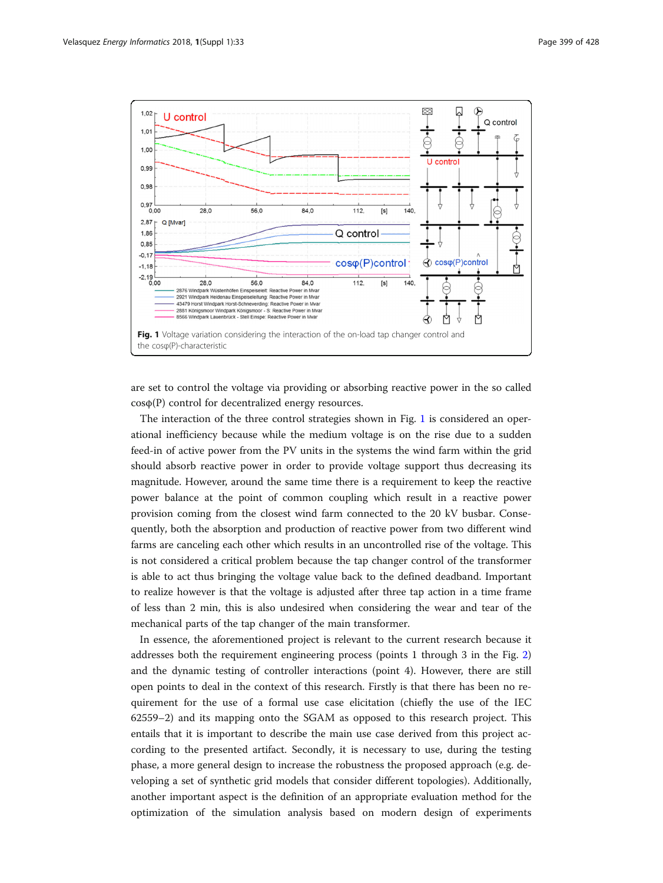**Fig. 1** Voltage variation considering the interaction of the on-load tap changer control and the cosφ(P)-characteristic

are set to control the voltage via providing or absorbing reactive power in the so called cosϕ(P) control for decentralized energy resources.

The interaction of the three control strategies shown in Fig. 1 is considered an operational inefficiency because while the medium voltage is on the rise due to a sudden feed-in of active power from the PV units in the systems the wind farm within the grid should absorb reactive power in order to provide voltage support thus decreasing its magnitude. However, around the same time there is a requirement to keep the reactive power balance at the point of common coupling which result in a reactive power provision coming from the closest wind farm connected to the 20 kV busbar. Consequently, both the absorption and production of reactive power from two different wind farms are canceling each other which results in an uncontrolled rise of the voltage. This is not considered a critical problem because the tap changer control of the transformer is able to act thus bringing the voltage value back to the defined deadband. Important to realize however is that the voltage is adjusted after three tap action in a time frame of less than 2 min, this is also undesired when considering the wear and tear of the mechanical parts of the tap changer of the main transformer.

In essence, the aforementioned project is relevant to the current research because it addresses both the requirement engineering process (points 1 through 3 in the Fig. 2) and the dynamic testing of controller interactions (point 4). However, there are still open points to deal in the context of this research. Firstly is that there has been no requirement for the use of a formal use case elicitation (chiefly the use of the IEC 62559–2) and its mapping onto the SGAM as opposed to this research project. This entails that it is important to describe the main use case derived from this project according to the presented artifact. Secondly, it is necessary to use, during the testing phase, a more general design to increase the robustness the proposed approach (e.g. developing a set of synthetic grid models that consider different topologies). Additionally, another important aspect is the definition of an appropriate evaluation method for the optimization of the simulation analysis based on modern design of experiments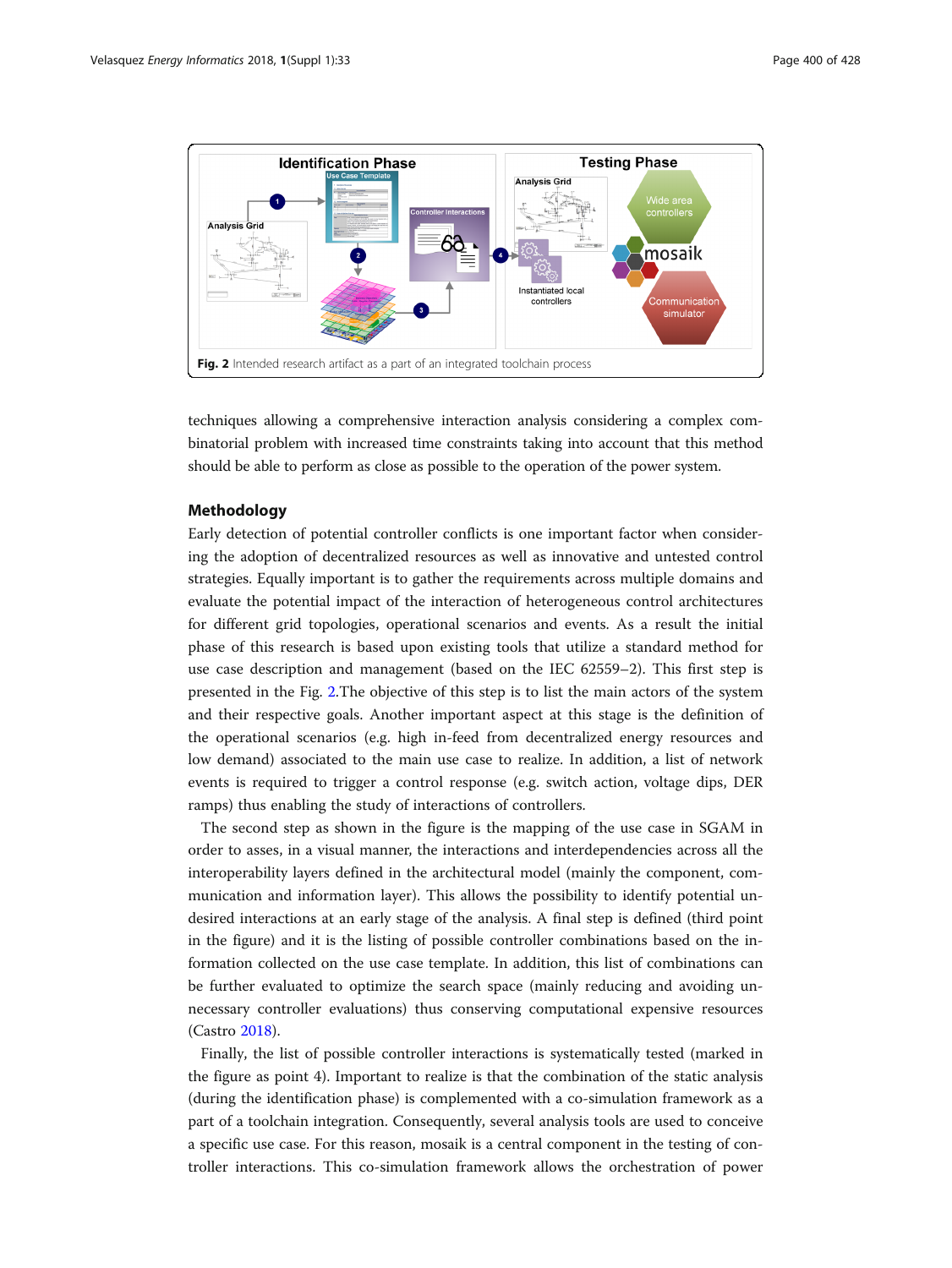Fig. 2 Intended research artifact as a part of an integrated toolchain process

techniques allowing a comprehensive interaction analysis considering a complex combinatorial problem with increased time constraints taking into account that this method should be able to perform as close as possible to the operation of the power system.

## Methodology

Early detection of potential controller conflicts is one important factor when considering the adoption of decentralized resources as well as innovative and untested control strategies. Equally important is to gather the requirements across multiple domains and evaluate the potential impact of the interaction of heterogeneous control architectures for different grid topologies, operational scenarios and events. As a result the initial phase of this research is based upon existing tools that utilize a standard method for use case description and management (based on the IEC 62559–2). This first step is presented in the Fig. 2.The objective of this step is to list the main actors of the system and their respective goals. Another important aspect at this stage is the definition of the operational scenarios (e.g. high in-feed from decentralized energy resources and low demand) associated to the main use case to realize. In addition, a list of network events is required to trigger a control response (e.g. switch action, voltage dips, DER ramps) thus enabling the study of interactions of controllers.

The second step as shown in the figure is the mapping of the use case in SGAM in order to asses, in a visual manner, the interactions and interdependencies across all the interoperability layers defined in the architectural model (mainly the component, communication and information layer). This allows the possibility to identify potential undesired interactions at an early stage of the analysis. A final step is defined (third point in the figure) and it is the listing of possible controller combinations based on the information collected on the use case template. In addition, this list of combinations can be further evaluated to optimize the search space (mainly reducing and avoiding unnecessary controller evaluations) thus conserving computational expensive resources (Castro 2018).

Finally, the list of possible controller interactions is systematically tested (marked in the figure as point 4). Important to realize is that the combination of the static analysis (during the identification phase) is complemented with a co-simulation framework as a part of a toolchain integration. Consequently, several analysis tools are used to conceive a specific use case. For this reason, mosaik is a central component in the testing of controller interactions. This co-simulation framework allows the orchestration of power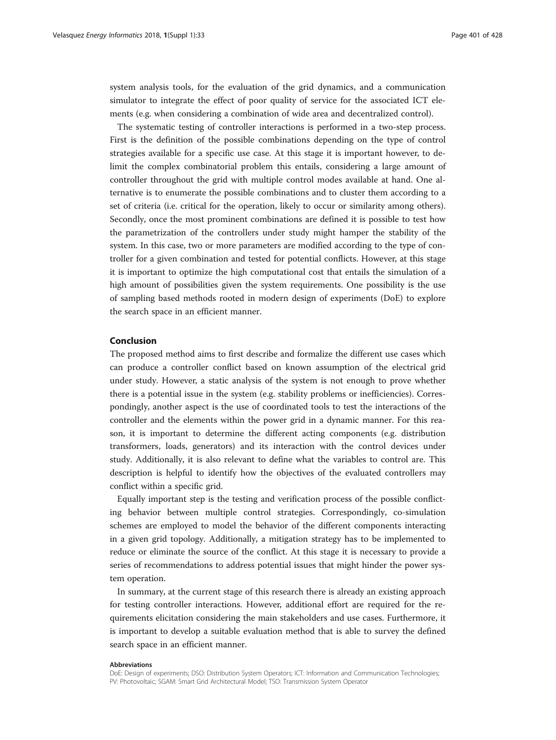system analysis tools, for the evaluation of the grid dynamics, and a communication simulator to integrate the effect of poor quality of service for the associated ICT elements (e.g. when considering a combination of wide area and decentralized control).

The systematic testing of controller interactions is performed in a two-step process. First is the definition of the possible combinations depending on the type of control strategies available for a specific use case. At this stage it is important however, to delimit the complex combinatorial problem this entails, considering a large amount of controller throughout the grid with multiple control modes available at hand. One alternative is to enumerate the possible combinations and to cluster them according to a set of criteria (i.e. critical for the operation, likely to occur or similarity among others). Secondly, once the most prominent combinations are defined it is possible to test how the parametrization of the controllers under study might hamper the stability of the system. In this case, two or more parameters are modified according to the type of controller for a given combination and tested for potential conflicts. However, at this stage it is important to optimize the high computational cost that entails the simulation of a high amount of possibilities given the system requirements. One possibility is the use of sampling based methods rooted in modern design of experiments (DoE) to explore the search space in an efficient manner.

## Conclusion

The proposed method aims to first describe and formalize the different use cases which can produce a controller conflict based on known assumption of the electrical grid under study. However, a static analysis of the system is not enough to prove whether there is a potential issue in the system (e.g. stability problems or inefficiencies). Correspondingly, another aspect is the use of coordinated tools to test the interactions of the controller and the elements within the power grid in a dynamic manner. For this reason, it is important to determine the different acting components (e.g. distribution transformers, loads, generators) and its interaction with the control devices under study. Additionally, it is also relevant to define what the variables to control are. This description is helpful to identify how the objectives of the evaluated controllers may conflict within a specific grid.

Equally important step is the testing and verification process of the possible conflicting behavior between multiple control strategies. Correspondingly, co-simulation schemes are employed to model the behavior of the different components interacting in a given grid topology. Additionally, a mitigation strategy has to be implemented to reduce or eliminate the source of the conflict. At this stage it is necessary to provide a series of recommendations to address potential issues that might hinder the power system operation.

In summary, at the current stage of this research there is already an existing approach for testing controller interactions. However, additional effort are required for the requirements elicitation considering the main stakeholders and use cases. Furthermore, it is important to develop a suitable evaluation method that is able to survey the defined search space in an efficient manner.

#### Abbreviations

DoE: Design of experiments; DSO: Distribution System Operators; ICT: Information and Communication Technologies; PV: Photovoltaic; SGAM: Smart Grid Architectural Model; TSO: Transmission System Operator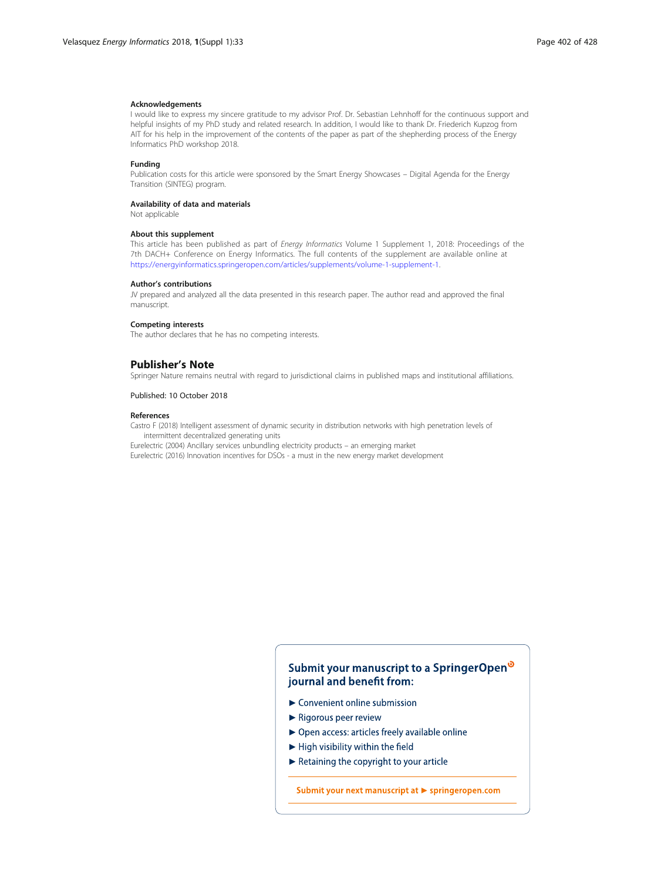### Acknowledgements

I would like to express my sincere gratitude to my advisor Prof. Dr. Sebastian Lehnhoff for the continuous support and helpful insights of my PhD study and related research. In addition, I would like to thank Dr. Friederich Kupzog from AIT for his help in the improvement of the contents of the paper as part of the shepherding process of the Energy Informatics PhD workshop 2018.

### Funding

Publication costs for this article were sponsored by the Smart Energy Showcases – Digital Agenda for the Energy Transition (SINTEG) program.

### Availability of data and materials

Not applicable

### About this supplement

This article has been published as part of *Energy Informatics* Volume 1 Supplement 1, 2018: Proceedings of the 7th DACH+ Conference on Energy Informatics. The full contents of the supplement are available online at https://energyinformatics.springeropen.com/articles/supplements/volume-1-supplement-1.

### Author's contributions

JV prepared and analyzed all the data presented in this research paper. The author read and approved the final manuscript.

### Competing interests

The author declares that he has no competing interests.

## Publisher's Note

Springer Nature remains neutral with regard to jurisdictional claims in published maps and institutional affiliations.

Published: 10 October 2018

### References

Castro F (2018) Intelligent assessment of dynamic security in distribution networks with high penetration levels of intermittent decentralized generating units

Eurelectric (2004) Ancillary services unbundling electricity products – an emerging market

Eurelectric (2016) Innovation incentives for DSOs - a must in the new energy market development

**Submit your manuscript to a SpringerOpen journal and benefit from:**

- Convenient online submission
- Rigorous peer review
- Open access: articles freely available online
- High visibility within the field
- Retaining the copyright to your article

**Submit your next manuscript at ▶ springeropen.com**